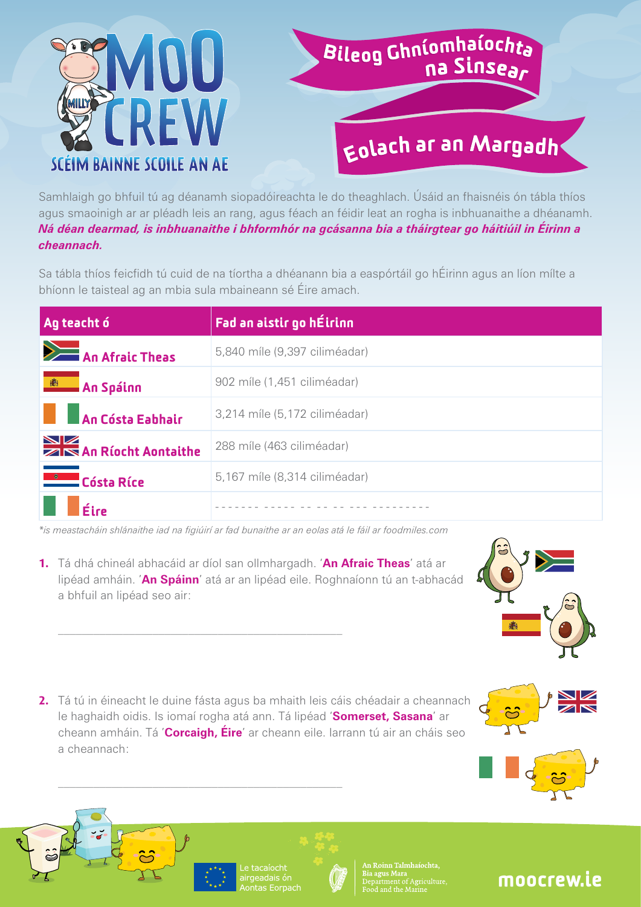# MOO CREW

SCÉIM BAINNE SCOILE AN AE

## Bileog Ghníomhaíochta na Sinsear

## Eolach ar an Margadh

Samhlaigh go bhfuil tú ag déanamh siopadóireachta le do theaghlach. Úsáid an fhaisnéis ón tábla thíos agus smaoinigh ar ar pléadh leis an rang, agus féach an féidir leat an rogha is inbhuanaithe a dhéanamh. ***Ná déan dearmad, is inbhuanaithe i bhformhór na gcásanna bia a tháirgtear go háitiúil in Éirinn a cheannach.***

Sa tábla thíos feicfidh tú cuid de na tíortha a dhéanann bia a easpórtáil go hÉirinn agus an líon mílte a bhíonn le taisteal ag an mbia sula mbaineann sé Éire amach.

| Ag teacht ó | Fad an aistir go hÉirinn |
|---|---|
| An Afraic Theas | 5,840 míle (9,397 ciliméadar) |
| An Spáinn | 902 míle (1,451 ciliméadar) |
| An Cósta Eabhair | 3,214 míle (5,172 ciliméadar) |
| An Ríocht Aontaithe | 288 míle (463 ciliméadar) |
| Cósta Ríce | 5,167 míle (8,314 ciliméadar) |
| Éire | ------- ----- -- -- -- --- --------- |

*\*is meastacháin shlánaithe iad na figiúirí ar fad bunaithe ar an eolas atá le fáil ar foodmiles.com*

1. Tá dhá chineál abhacáid ar díol san ollmhargadh. '**An Afraic Theas**' atá ar lipéad amháin. '**An Spáinn**' atá ar an lipéad eile. Roghnaíonn tú an t-abhacád a bhfuil an lipéad seo air:

   ___________________________________________

2. Tá tú in éineacht le duine fásta agus ba mhaith leis cáis chéadair a cheannach le haghaidh oidis. Is iomaí rogha atá ann. Tá lipéad '**Somerset, Sasana**' ar cheann amháin. Tá '**Corcaigh, Éire**' ar cheann eile. Iarrann tú air an cháis seo a cheannach:

   ___________________________________________

Le tacaíocht airgeadais ón Aontas Eorpach

An Roinn Talmhaíochta, Bia agus Mara
Department of Agriculture, Food and the Marine

moocrew.ie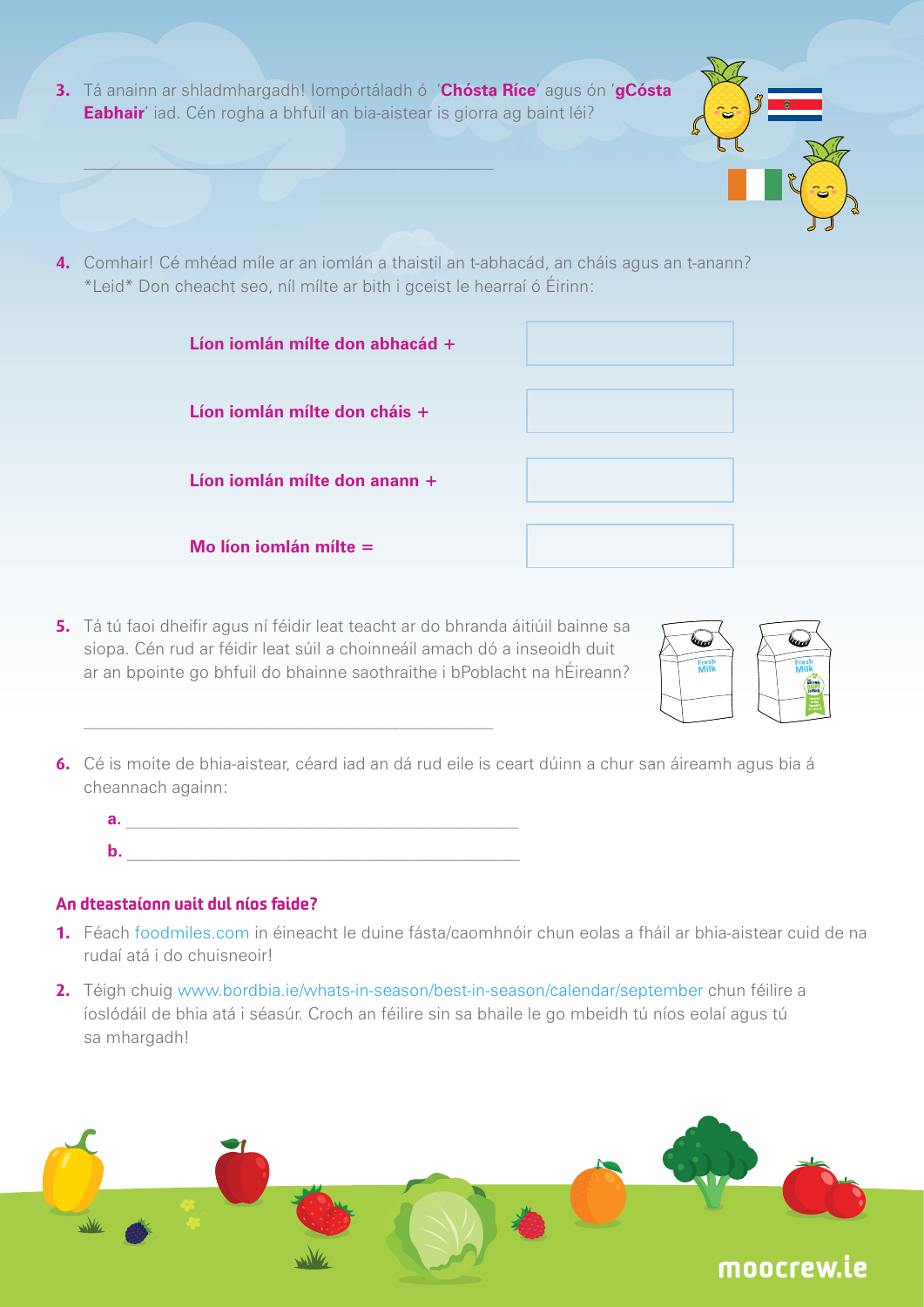3. Tá anainn ar shladmhargadh! Iompórtáladh ó '**Chósta Ríce**' agus ón '**gCósta Eabhair**' iad. Cén rogha a bhfuil an bia-aistear is giorra ag baint léi?

_______________________________________________

4. Comhair! Cé mhéad míle ar an iomlán a thaistil an t-abhacád, an cháis agus an t-anann? *Leid* Don cheacht seo, níl mílte ar bith i gceist le hearraí ó Éirinn:

| | |
|---|---|
| **Líon iomlán mílte don abhacád +** | |
| **Líon iomlán mílte don cháis +** | |
| **Líon iomlán mílte don anann +** | |
| **Mo líon iomlán mílte =** | |

5. Tá tú faoi dheifir agus ní féidir leat teacht ar do bhranda áitiúil bainne sa siopa. Cén rud ar féidir leat súil a choinneáil amach dó a inseoidh duit ar an bpointe go bhfuil do bhainne saothraithe i bPoblacht na hÉireann?

_______________________________________________

6. Cé is moite de bhia-aistear, céard iad an dá rud eile is ceart dúinn a chur san áireamh agus bia á cheannach againn:

   **a.** _______________________________________________

   **b.** _______________________________________________

### An dteastaíonn uait dul níos faide?

1. Féach foodmiles.com in éineacht le duine fásta/caomhnóir chun eolas a fháil ar bhia-aistear cuid de na rudaí atá i do chuisneoir!
2. Téigh chuig www.bordbia.ie/whats-in-season/best-in-season/calendar/september chun féilire a íoslódáil de bhia atá i séasúr. Croch an féilire sin sa bhaile le go mbeidh tú níos eolaí agus tú sa mhargadh!

moocrew.ie